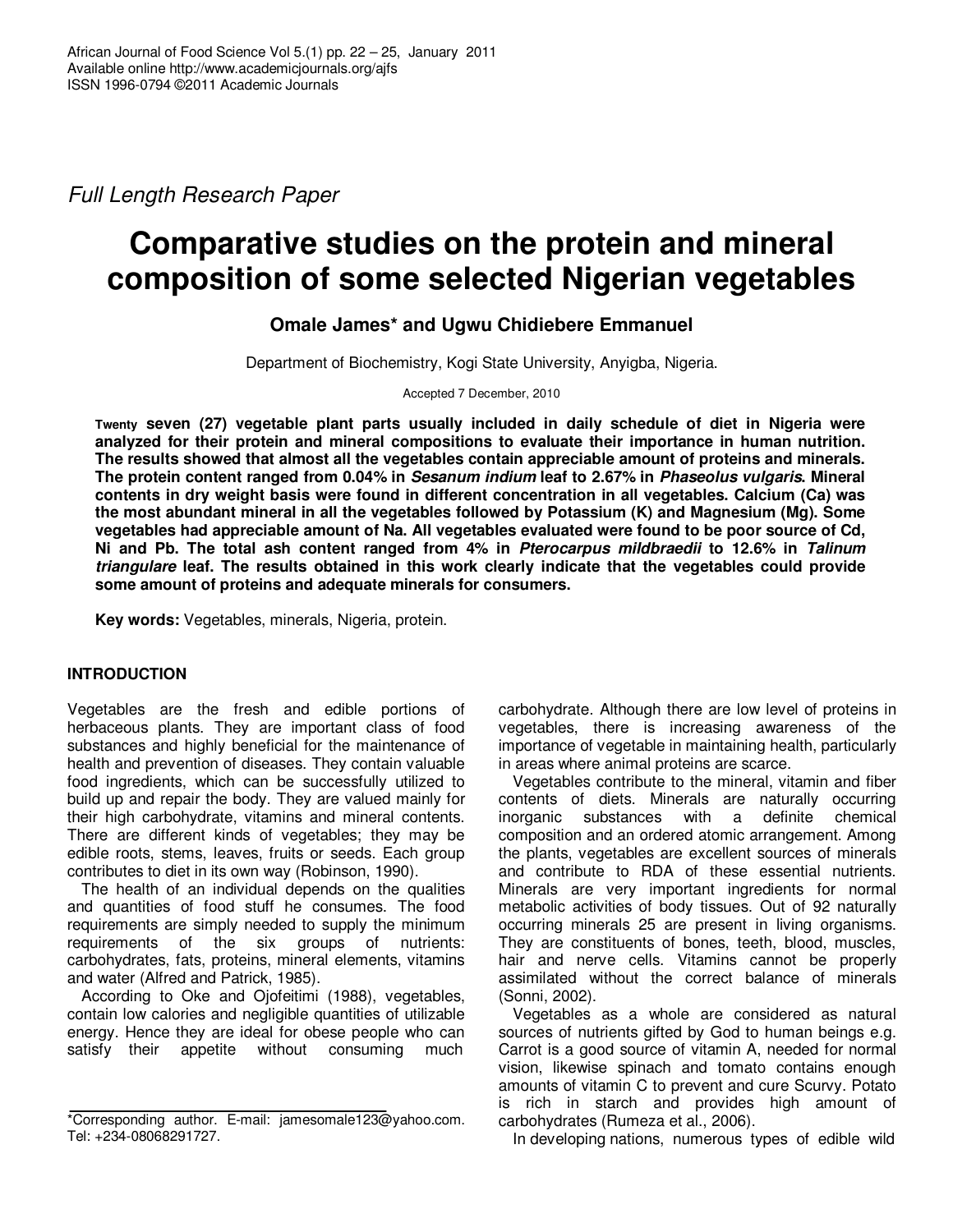*Full Length Research Paper*

# Comparative studies on the protein and mineral composition of some selected Nigerian vegetables

**Omale James\* and Ugwu Chidiebere Emmanuel**

Department of Biochemistry, Kogi State University, Anyigba, Nigeria.

Accepted 7 December, 2010

**Twenty seven (27) vegetable plant parts usually included in daily schedule of diet in Nigeria were analyzed for their protein and mineral compositions to evaluate their importance in human nutrition. The results showed that almost all the vegetables contain appreciable amount of proteins and minerals. The protein content ranged from 0.04% in *Sesanum indium* leaf to 2.67% in *Phaseolus vulgaris*. Mineral contents in dry weight basis were found in different concentration in all vegetables. Calcium (Ca) was the most abundant mineral in all the vegetables followed by Potassium (K) and Magnesium (Mg). Some vegetables had appreciable amount of Na. All vegetables evaluated were found to be poor source of Cd, Ni and Pb. The total ash content ranged from 4% in *Pterocarpus mildbraedii* to 12.6% in *Talinum triangulare* leaf. The results obtained in this work clearly indicate that the vegetables could provide some amount of proteins and adequate minerals for consumers.**

**Key words:** Vegetables, minerals, Nigeria, protein.

## INTRODUCTION

Vegetables are the fresh and edible portions of herbaceous plants. They are important class of food substances and highly beneficial for the maintenance of health and prevention of diseases. They contain valuable food ingredients, which can be successfully utilized to build up and repair the body. They are valued mainly for their high carbohydrate, vitamins and mineral contents. There are different kinds of vegetables; they may be edible roots, stems, leaves, fruits or seeds. Each group contributes to diet in its own way (Robinson, 1990).

The health of an individual depends on the qualities and quantities of food stuff he consumes. The food requirements are simply needed to supply the minimum requirements of the six groups of nutrients: carbohydrates, fats, proteins, mineral elements, vitamins and water (Alfred and Patrick, 1985).

According to Oke and Ojofeitimi (1988), vegetables, contain low calories and negligible quantities of utilizable energy. Hence they are ideal for obese people who can satisfy their appetite without consuming much carbohydrate. Although there are low level of proteins in vegetables, there is increasing awareness of the importance of vegetable in maintaining health, particularly in areas where animal proteins are scarce.

Vegetables contribute to the mineral, vitamin and fiber contents of diets. Minerals are naturally occurring inorganic substances with a definite chemical composition and an ordered atomic arrangement. Among the plants, vegetables are excellent sources of minerals and contribute to RDA of these essential nutrients. Minerals are very important ingredients for normal metabolic activities of body tissues. Out of 92 naturally occurring minerals 25 are present in living organisms. They are constituents of bones, teeth, blood, muscles, hair and nerve cells. Vitamins cannot be properly assimilated without the correct balance of minerals (Sonni, 2002).

Vegetables as a whole are considered as natural sources of nutrients gifted by God to human beings e.g. Carrot is a good source of vitamin A, needed for normal vision, likewise spinach and tomato contains enough amounts of vitamin C to prevent and cure Scurvy. Potato is rich in starch and provides high amount of carbohydrates (Rumeza et al., 2006).

In developing nations, numerous types of edible wild

\*Corresponding author. E-mail: jamesomale123@yahoo.com. Tel: +234-08068291727.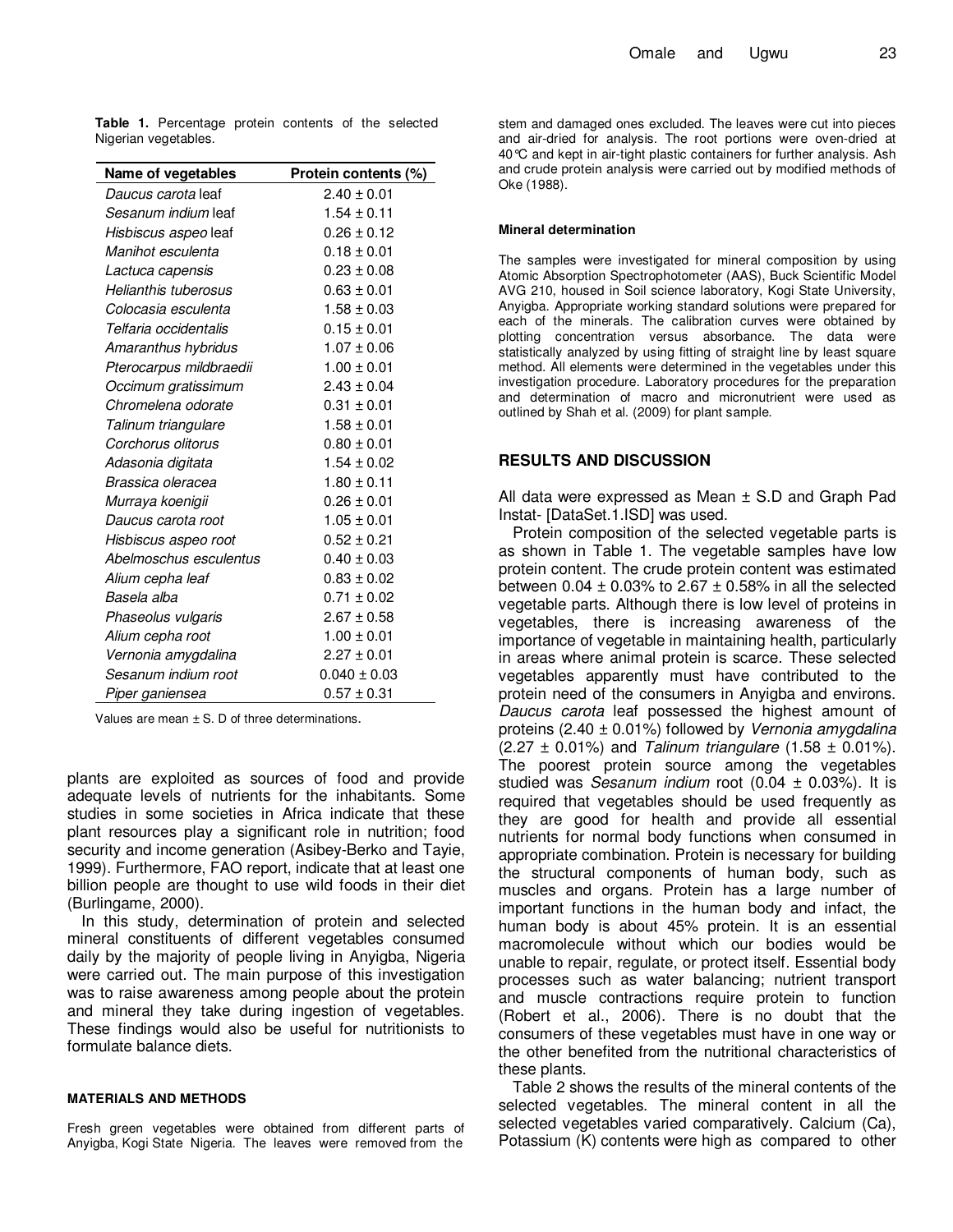**Table 1.** Percentage protein contents of the selected Nigerian vegetables.

| Name of vegetables | Protein contents (%) |
|---|---|
| *Daucus carota* leaf | 2.40 ± 0.01 |
| *Sesanum indium* leaf | 1.54 ± 0.11 |
| *Hisbiscus aspeo* leaf | 0.26 ± 0.12 |
| *Manihot esculenta* | 0.18 ± 0.01 |
| *Lactuca capensis* | 0.23 ± 0.08 |
| *Helianthis tuberosus* | 0.63 ± 0.01 |
| *Colocasia esculenta* | 1.58 ± 0.03 |
| *Telfaria occidentalis* | 0.15 ± 0.01 |
| *Amaranthus hybridus* | 1.07 ± 0.06 |
| *Pterocarpus mildbraedii* | 1.00 ± 0.01 |
| *Occimum gratissimum* | 2.43 ± 0.04 |
| *Chromelena odorate* | 0.31 ± 0.01 |
| *Talinum triangulare* | 1.58 ± 0.01 |
| *Corchorus olitorus* | 0.80 ± 0.01 |
| *Adasonia digitata* | 1.54 ± 0.02 |
| *Brassica oleracea* | 1.80 ± 0.11 |
| *Murraya koenigii* | 0.26 ± 0.01 |
| *Daucus carota root* | 1.05 ± 0.01 |
| *Hisbiscus aspeo root* | 0.52 ± 0.21 |
| *Abelmoschus esculentus* | 0.40 ± 0.03 |
| *Alium cepha leaf* | 0.83 ± 0.02 |
| *Basela alba* | 0.71 ± 0.02 |
| *Phaseolus vulgaris* | 2.67 ± 0.58 |
| *Alium cepha root* | 1.00 ± 0.01 |
| *Vernonia amygdalina* | 2.27 ± 0.01 |
| *Sesanum indium root* | 0.040 ± 0.03 |
| *Piper ganiensea* | 0.57 ± 0.31 |

Values are mean ± S. D of three determinations.

plants are exploited as sources of food and provide adequate levels of nutrients for the inhabitants. Some studies in some societies in Africa indicate that these plant resources play a significant role in nutrition; food security and income generation (Asibey-Berko and Tayie, 1999). Furthermore, FAO report, indicate that at least one billion people are thought to use wild foods in their diet (Burlingame, 2000).

In this study, determination of protein and selected mineral constituents of different vegetables consumed daily by the majority of people living in Anyigba, Nigeria were carried out. The main purpose of this investigation was to raise awareness among people about the protein and mineral they take during ingestion of vegetables. These findings would also be useful for nutritionists to formulate balance diets.

## MATERIALS AND METHODS

Fresh green vegetables were obtained from different parts of Anyigba, Kogi State Nigeria. The leaves were removed from the stem and damaged ones excluded. The leaves were cut into pieces and air-dried for analysis. The root portions were oven-dried at 40°C and kept in air-tight plastic containers for further analysis. Ash and crude protein analysis were carried out by modified methods of Oke (1988).

### Mineral determination

The samples were investigated for mineral composition by using Atomic Absorption Spectrophotometer (AAS), Buck Scientific Model AVG 210, housed in Soil science laboratory, Kogi State University, Anyigba. Appropriate working standard solutions were prepared for each of the minerals. The calibration curves were obtained by plotting concentration versus absorbance. The data were statistically analyzed by using fitting of straight line by least square method. All elements were determined in the vegetables under this investigation procedure. Laboratory procedures for the preparation and determination of macro and micronutrient were used as outlined by Shah et al. (2009) for plant sample.

## RESULTS AND DISCUSSION

All data were expressed as Mean ± S.D and Graph Pad Instat- [DataSet.1.ISD] was used.

Protein composition of the selected vegetable parts is as shown in Table 1. The vegetable samples have low protein content. The crude protein content was estimated between 0.04 ± 0.03% to 2.67 ± 0.58% in all the selected vegetable parts. Although there is low level of proteins in vegetables, there is increasing awareness of the importance of vegetable in maintaining health, particularly in areas where animal protein is scarce. These selected vegetables apparently must have contributed to the protein need of the consumers in Anyigba and environs. *Daucus carota* leaf possessed the highest amount of proteins (2.40 ± 0.01%) followed by *Vernonia amygdalina* (2.27 ± 0.01%) and *Talinum triangulare* (1.58 ± 0.01%). The poorest protein source among the vegetables studied was *Sesanum indium* root (0.04 ± 0.03%). It is required that vegetables should be used frequently as they are good for health and provide all essential nutrients for normal body functions when consumed in appropriate combination. Protein is necessary for building the structural components of human body, such as muscles and organs. Protein has a large number of important functions in the human body and infact, the human body is about 45% protein. It is an essential macromolecule without which our bodies would be unable to repair, regulate, or protect itself. Essential body processes such as water balancing; nutrient transport and muscle contractions require protein to function (Robert et al., 2006). There is no doubt that the consumers of these vegetables must have in one way or the other benefited from the nutritional characteristics of these plants.

Table 2 shows the results of the mineral contents of the selected vegetables. The mineral content in all the selected vegetables varied comparatively. Calcium (Ca), Potassium (K) contents were high as compared to other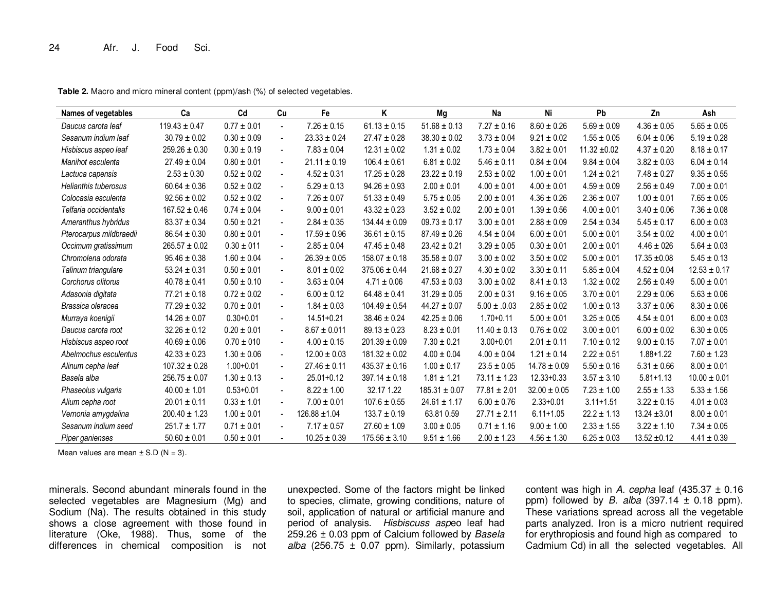**Table 2.** Macro and micro mineral content (ppm)/ash (%) of selected vegetables.

| Names of vegetables | Ca | Cd | Cu | Fe | K | Mg | Na | Ni | Pb | Zn | Ash |
|---|---|---|---|---|---|---|---|---|---|---|---|
| *Daucus carota leaf* | 119.43 ± 0.47 | 0.77 ± 0.01 | - | 7.26 ± 0.15 | 61.13 ± 0.15 | 51.68 ± 0.13 | 7.27 ± 0.16 | 8.60 ± 0.26 | 5.69 ± 0.09 | 4.36 ± 0.05 | 5.65 ± 0.05 |
| *Sesanum indium leaf* | 30.79 ± 0.02 | 0.30 ± 0.09 | - | 23.33 ± 0.24 | 27.47 ± 0.28 | 38.30 ± 0.02 | 3.73 ± 0.04 | 9.21 ± 0.02 | 1.55 ± 0.05 | 6.04 ± 0.06 | 5.19 ± 0.28 |
| *Hisbiscus aspeo leaf* | 259.26 ± 0.30 | 0.30 ± 0.19 | - | 7.83 ± 0.04 | 12.31 ± 0.02 | 1.31 ± 0.02 | 1.73 ± 0.04 | 3.82 ± 0.01 | 11.32 ±0.02 | 4.37 ± 0.20 | 8.18 ± 0.17 |
| *Manihot esculenta* | 27.49 ± 0.04 | 0.80 ± 0.01 | - | 21.11 ± 0.19 | 106.4 ± 0.61 | 6.81 ± 0.02 | 5.46 ± 0.11 | 0.84 ± 0.04 | 9.84 ± 0.04 | 3.82 ± 0.03 | 6.04 ± 0.14 |
| *Lactuca capensis* | 2.53 ± 0.30 | 0.52 ± 0.02 | - | 4.52 ± 0.31 | 17.25 ± 0.28 | 23.22 ± 0.19 | 2.53 ± 0.02 | 1.00 ± 0.01 | 1.24 ± 0.21 | 7.48 ± 0.27 | 9.35 ± 0.55 |
| *Helianthis tuberosus* | 60.64 ± 0.36 | 0.52 ± 0.02 | - | 5.29 ± 0.13 | 94.26 ± 0.93 | 2.00 ± 0.01 | 4.00 ± 0.01 | 4.00 ± 0.01 | 4.59 ± 0.09 | 2.56 ± 0.49 | 7.00 ± 0.01 |
| *Colocasia esculenta* | 92.56 ± 0.02 | 0.52 ± 0.02 | - | 7.26 ± 0.07 | 51.33 ± 0.49 | 5.75 ± 0.05 | 2.00 ± 0.01 | 4.36 ± 0.26 | 2.36 ± 0.07 | 1.00 ± 0.01 | 7.65 ± 0.05 |
| *Telfaria occidentalis* | 167.52 ± 0.46 | 0.74 ± 0.04 | - | 9.00 ± 0.01 | 43.32 ± 0.23 | 3.52 ± 0.02 | 2.00 ± 0.01 | 1.39 ± 0.56 | 4.00 ± 0.01 | 3.40 ± 0.06 | 7.36 ± 0.08 |
| *Ameranthus hybridus* | 83.37 ± 0.34 | 0.50 ± 0.21 | - | 2.84 ± 0.35 | 134.44 ± 0.09 | 09.73 ± 0.17 | 3.00 ± 0.01 | 2.88 ± 0.09 | 2.54 ± 0.34 | 5.45 ± 0.17 | 6.00 ± 0.03 |
| *Pterocarpus mildbraedii* | 86.54 ± 0.30 | 0.80 ± 0.01 | - | 17.59 ± 0.96 | 36.61 ± 0.15 | 87.49 ± 0.26 | 4.54 ± 0.04 | 6.00 ± 0.01 | 5.00 ± 0.01 | 3.54 ± 0.02 | 4.00 ± 0.01 |
| *Occimum gratissimum* | 265.57 ± 0.02 | 0.30 ± 011 | - | 2.85 ± 0.04 | 47.45 ± 0.48 | 23.42 ± 0.21 | 3.29 ± 0.05 | 0.30 ± 0.01 | 2.00 ± 0.01 | 4.46 ± 026 | 5.64 ± 0.03 |
| *Chromolena odorata* | 95.46 ± 0.38 | 1.60 ± 0.04 | - | 26.39 ± 0.05 | 158.07 ± 0.18 | 35.58 ± 0.07 | 3.00 ± 0.02 | 3.50 ± 0.02 | 5.00 ± 0.01 | 17.35 ±0.08 | 5.45 ± 0.13 |
| *Talinum triangulare* | 53.24 ± 0.31 | 0.50 ± 0.01 | - | 8.01 ± 0.02 | 375.06 ± 0.44 | 21.68 ± 0.27 | 4.30 ± 0.02 | 3.30 ± 0.11 | 5.85 ± 0.04 | 4.52 ± 0.04 | 12.53 ± 0.17 |
| *Corchorus olitorus* | 40.78 ± 0.41 | 0.50 ± 0.10 | - | 3.63 ± 0.04 | 4.71 ± 0.06 | 47.53 ± 0.03 | 3.00 ± 0.02 | 8.41 ± 0.13 | 1.32 ± 0.02 | 2.56 ± 0.49 | 5.00 ± 0.01 |
| *Adasonia digitata* | 77.21 ± 0.18 | 0.72 ± 0.02 | - | 6.00 ± 0.12 | 64.48 ± 0.41 | 31.29 ± 0.05 | 2.00 ± 0.31 | 9.16 ± 0.05 | 3.70 ± 0.01 | 2.29 ± 0.06 | 5.63 ± 0.06 |
| *Brassica oleracea* | 77.29 ± 0.32 | 0.70 ± 0.01 | - | 1.84 ± 0.03 | 104.49 ± 0.54 | 44.27 ± 0.07 | 5.00 ± .0.03 | 2.85 ± 0.02 | 1.00 ± 0.13 | 3.37 ± 0.06 | 8.30 ± 0.06 |
| *Murraya koenigii* | 14.26 ± 0.07 | 0.30+0.01 | - | 14.51+0.21 | 38.46 ± 0.24 | 42.25 ± 0.06 | 1.70+0.11 | 5.00 ± 0.01 | 3.25 ± 0.05 | 4.54 ± 0.01 | 6.00 ± 0.03 |
| *Daucus carota root* | 32.26 ± 0.12 | 0.20 ± 0.01 | - | 8.67 ± 0.011 | 89.13 ± 0.23 | 8.23 ± 0.01 | 11.40 ± 0.13 | 0.76 ± 0.02 | 3.00 ± 0.01 | 6.00 ± 0.02 | 6.30 ± 0.05 |
| *Hisbiscus aspeo root* | 40.69 ± 0.06 | 0.70 ± 010 | - | 4.00 ± 0.15 | 201.39 ± 0.09 | 7.30 ± 0.21 | 3.00+0.01 | 2.01 ± 0.11 | 7.10 ± 0.12 | 9.00 ± 0.15 | 7.07 ± 0.01 |
| *Abelmochus esculentus* | 42.33 ± 0.23 | 1.30 ± 0.06 | - | 12.00 ± 0.03 | 181.32 ± 0.02 | 4.00 ± 0.04 | 4.00 ± 0.04 | 1.21 ± 0.14 | 2.22 ± 0.51 | 1.88+1.22 | 7.60 ± 1.23 |
| *Alinum cepha leaf* | 107.32 ± 0.28 | 1.00+0.01 | - | 27.46 ± 0.11 | 435.37 ± 0.16 | 1.00 ± 0.17 | 23.5 ± 0.05 | 14.78 ± 0.09 | 5.50 ± 0.16 | 5.31 ± 0.66 | 8.00 ± 0.01 |
| *Basela alba* | 256.75 ± 0.07 | 1.30 ± 0.13 | - | 25.01+0.12 | 397.14 ± 0.18 | 1.81 ± 1.21 | 73.11 ± 1.23 | 12.33+0.33 | 3.57 ± 3.10 | 5.81+1.13 | 10.00 ± 0.01 |
| *Phaseolus vulgaris* | 40.00 ± 1.01 | 0.53+0.01 | - | 8.22 ± 1.00 | 32.17 1.22 | 185.31 ± 0.07 | 77.81 ± 2.01 | 32.00 ± 0.05 | 7.23 ± 1.00 | 2.55 ± 1.33 | 5.33 ± 1.56 |
| *Alium cepha root* | 20.01 ± 0.11 | 0.33 ± 1.01 | - | 7.00 ± 0.01 | 107.6 ± 0.55 | 24.61 ± 1.17 | 6.00 ± 0.76 | 2.33+0.01 | 3.11+1.51 | 3.22 ± 0.15 | 4.01 ± 0.03 |
| *Vernonia amygdalina* | 200.40 ± 1.23 | 1.00 ± 0.01 | - | 126.88 ±1.04 | 133.7 ± 0.19 | 63.81 0.59 | 27.71 ± 2.11 | 6.11+1.05 | 22.2 ± 1.13 | 13.24 ±3.01 | 8.00 ± 0.01 |
| *Sesanum indium seed* | 251.7 ± 1.77 | 0.71 ± 0.01 | - | 7.17 ± 0.57 | 27.60 ± 1.09 | 3.00 ± 0.05 | 0.71 ± 1.16 | 9.00 ± 1.00 | 2.33 ± 1.55 | 3.22 ± 1.10 | 7.34 ± 0.05 |
| *Piper ganienses* | 50.60 ± 0.01 | 0.50 ± 0.01 | - | 10.25 ± 0.39 | 175.56 ± 3.10 | 9.51 ± 1.66 | 2.00 ± 1.23 | 4.56 ± 1.30 | 6.25 ± 0.03 | 13.52 ±0.12 | 4.41 ± 0.39 |

Mean values are mean ± S.D (N = 3).

minerals. Second abundant minerals found in the selected vegetables are Magnesium (Mg) and Sodium (Na). The results obtained in this study shows a close agreement with those found in literature (Oke, 1988). Thus, some of the differences in chemical composition is not unexpected. Some of the factors might be linked to species, climate, growing conditions, nature of soil, application of natural or artificial manure and period of analysis. *Hisbiscuss asp*eo leaf had 259.26 ± 0.03 ppm of Calcium followed by *Basela alba* (256.75 ± 0.07 ppm). Similarly, potassium content was high in *A. cepha* leaf (435.37 ± 0.16 ppm) followed by *B. alba* (397.14 ± 0.18 ppm). These variations spread across all the vegetable parts analyzed. Iron is a micro nutrient required for erythropiosis and found high as compared to Cadmium Cd) in all the selected vegetables. All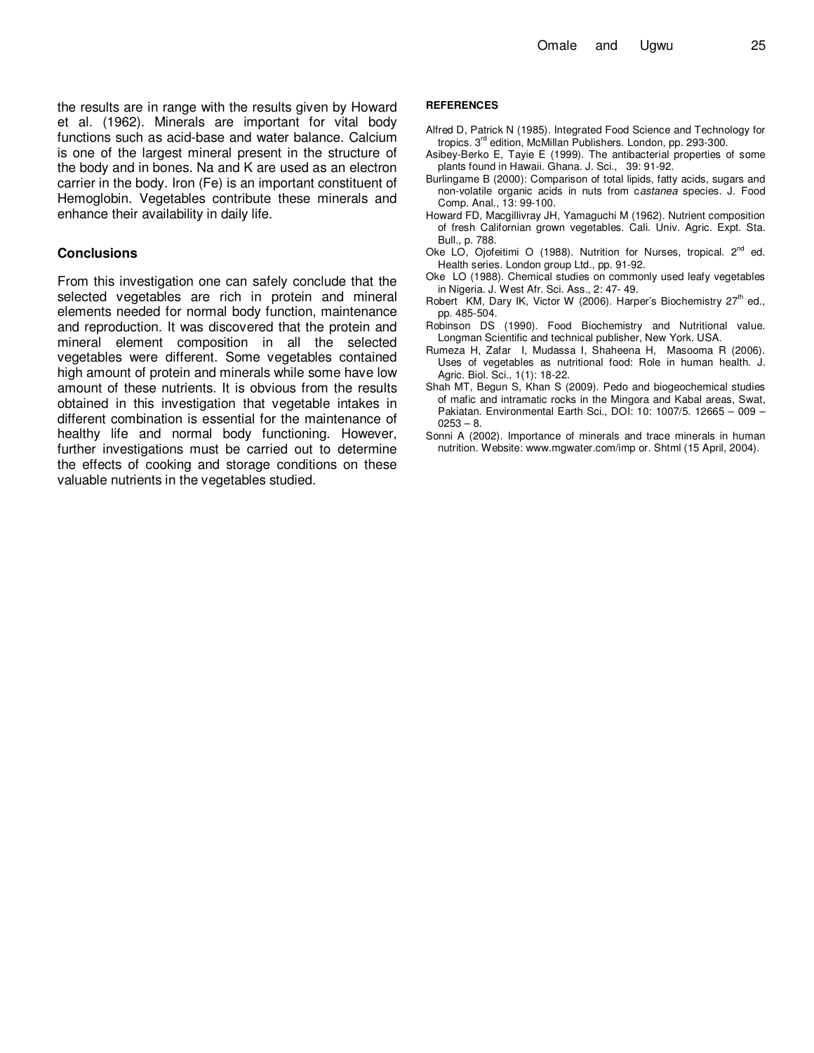the results are in range with the results given by Howard et al. (1962). Minerals are important for vital body functions such as acid-base and water balance. Calcium is one of the largest mineral present in the structure of the body and in bones. Na and K are used as an electron carrier in the body. Iron (Fe) is an important constituent of Hemoglobin. Vegetables contribute these minerals and enhance their availability in daily life.

## Conclusions

From this investigation one can safely conclude that the selected vegetables are rich in protein and mineral elements needed for normal body function, maintenance and reproduction. It was discovered that the protein and mineral element composition in all the selected vegetables were different. Some vegetables contained high amount of protein and minerals while some have low amount of these nutrients. It is obvious from the results obtained in this investigation that vegetable intakes in different combination is essential for the maintenance of healthy life and normal body functioning. However, further investigations must be carried out to determine the effects of cooking and storage conditions on these valuable nutrients in the vegetables studied.

## REFERENCES

Alfred D, Patrick N (1985). Integrated Food Science and Technology for tropics. 3rd edition, McMillan Publishers. London, pp. 293-300.

Asibey-Berko E, Tayie E (1999). The antibacterial properties of some plants found in Hawaii. Ghana. J. Sci., 39: 91-92.

Burlingame B (2000): Comparison of total lipids, fatty acids, sugars and non-volatile organic acids in nuts from *castanea* species. J. Food Comp. Anal., 13: 99-100.

Howard FD, Macgillivray JH, Yamaguchi M (1962). Nutrient composition of fresh Californian grown vegetables. Cali. Univ. Agric. Expt. Sta. Bull., p. 788.

Oke LO, Ojofeitimi O (1988). Nutrition for Nurses, tropical. 2nd ed. Health series. London group Ltd., pp. 91-92.

Oke LO (1988). Chemical studies on commonly used leafy vegetables in Nigeria. J. West Afr. Sci. Ass., 2: 47- 49.

Robert KM, Dary IK, Victor W (2006). Harper's Biochemistry 27th ed., pp. 485-504.

Robinson DS (1990). Food Biochemistry and Nutritional value. Longman Scientific and technical publisher, New York. USA.

Rumeza H, Zafar I, Mudassa I, Shaheena H, Masooma R (2006). Uses of vegetables as nutritional food: Role in human health. J. Agric. Biol. Sci., 1(1): 18-22.

Shah MT, Begun S, Khan S (2009). Pedo and biogeochemical studies of mafic and intramatic rocks in the Mingora and Kabal areas, Swat, Pakiatan. Environmental Earth Sci., DOI: 10: 1007/5. 12665 – 009 – 0253 – 8.

Sonni A (2002). Importance of minerals and trace minerals in human nutrition. Website: www.mgwater.com/imp or. Shtml (15 April, 2004).